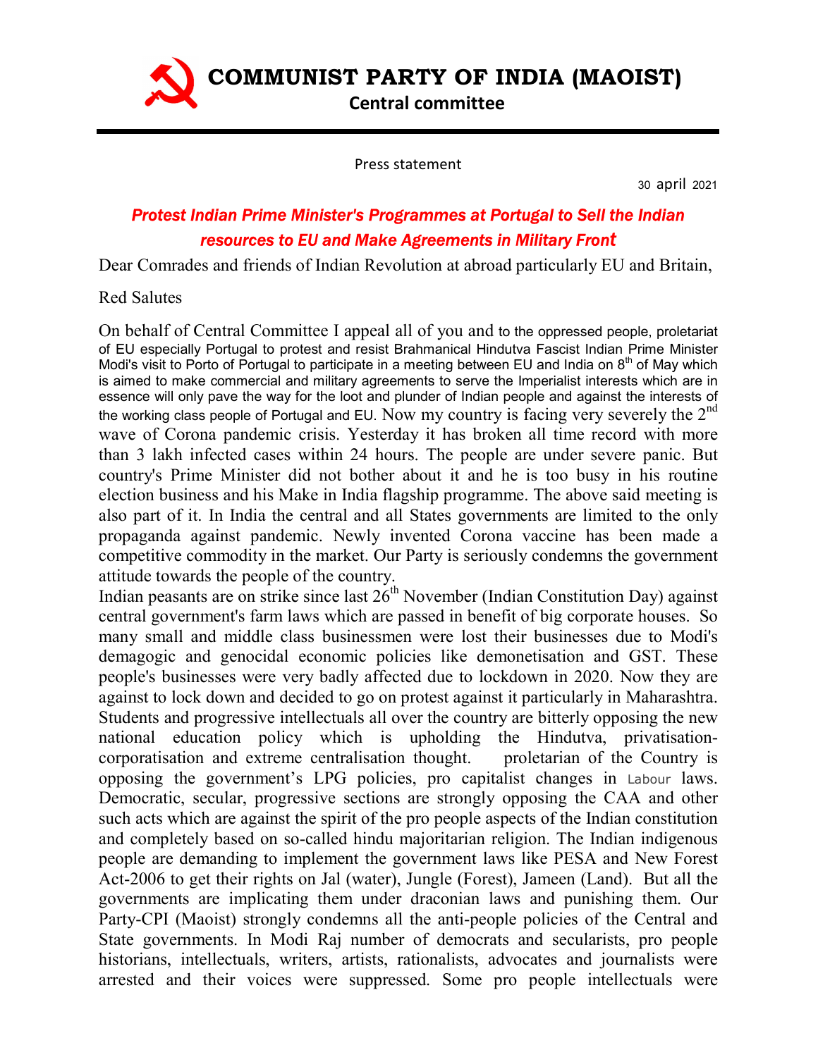# COMMUNIST PARTY OF INDIA (MAOIST)

## Central committee

Press statement

30 april 2021

### *Protest Indian Prime Minister's Programmes at Portugal to Sell the Indian resources to EU and Make Agreements in Military Front*

Dear Comrades and friends of Indian Revolution at abroad particularly EU and Britain,

Red Salutes

On behalf of Central Committee I appeal all of you and to the oppressed people, proletariat of EU especially Portugal to protest and resist Brahmanical Hindutva Fascist Indian Prime Minister Modi's visit to Porto of Portugal to participate in a meeting between EU and India on 8th of May which is aimed to make commercial and military agreements to serve the Imperialist interests which are in essence will only pave the way for the loot and plunder of Indian people and against the interests of the working class people of Portugal and EU. Now my country is facing very severely the 2nd wave of Corona pandemic crisis. Yesterday it has broken all time record with more than 3 lakh infected cases within 24 hours. The people are under severe panic. But country's Prime Minister did not bother about it and he is too busy in his routine election business and his Make in India flagship programme. The above said meeting is also part of it. In India the central and all States governments are limited to the only propaganda against pandemic. Newly invented Corona vaccine has been made a competitive commodity in the market. Our Party is seriously condemns the government attitude towards the people of the country.

Indian peasants are on strike since last 26th November (Indian Constitution Day) against central government's farm laws which are passed in benefit of big corporate houses. So many small and middle class businessmen were lost their businesses due to Modi's demagogic and genocidal economic policies like demonetisation and GST. These people's businesses were very badly affected due to lockdown in 2020. Now they are against to lock down and decided to go on protest against it particularly in Maharashtra. Students and progressive intellectuals all over the country are bitterly opposing the new national education policy which is upholding the Hindutva, privatisation-corporatisation and extreme centralisation thought. proletarian of the Country is opposing the government's LPG policies, pro capitalist changes in Labour laws. Democratic, secular, progressive sections are strongly opposing the CAA and other such acts which are against the spirit of the pro people aspects of the Indian constitution and completely based on so-called hindu majoritarian religion. The Indian indigenous people are demanding to implement the government laws like PESA and New Forest Act-2006 to get their rights on Jal (water), Jungle (Forest), Jameen (Land). But all the governments are implicating them under draconian laws and punishing them. Our Party-CPI (Maoist) strongly condemns all the anti-people policies of the Central and State governments. In Modi Raj number of democrats and secularists, pro people historians, intellectuals, writers, artists, rationalists, advocates and journalists were arrested and their voices were suppressed. Some pro people intellectuals were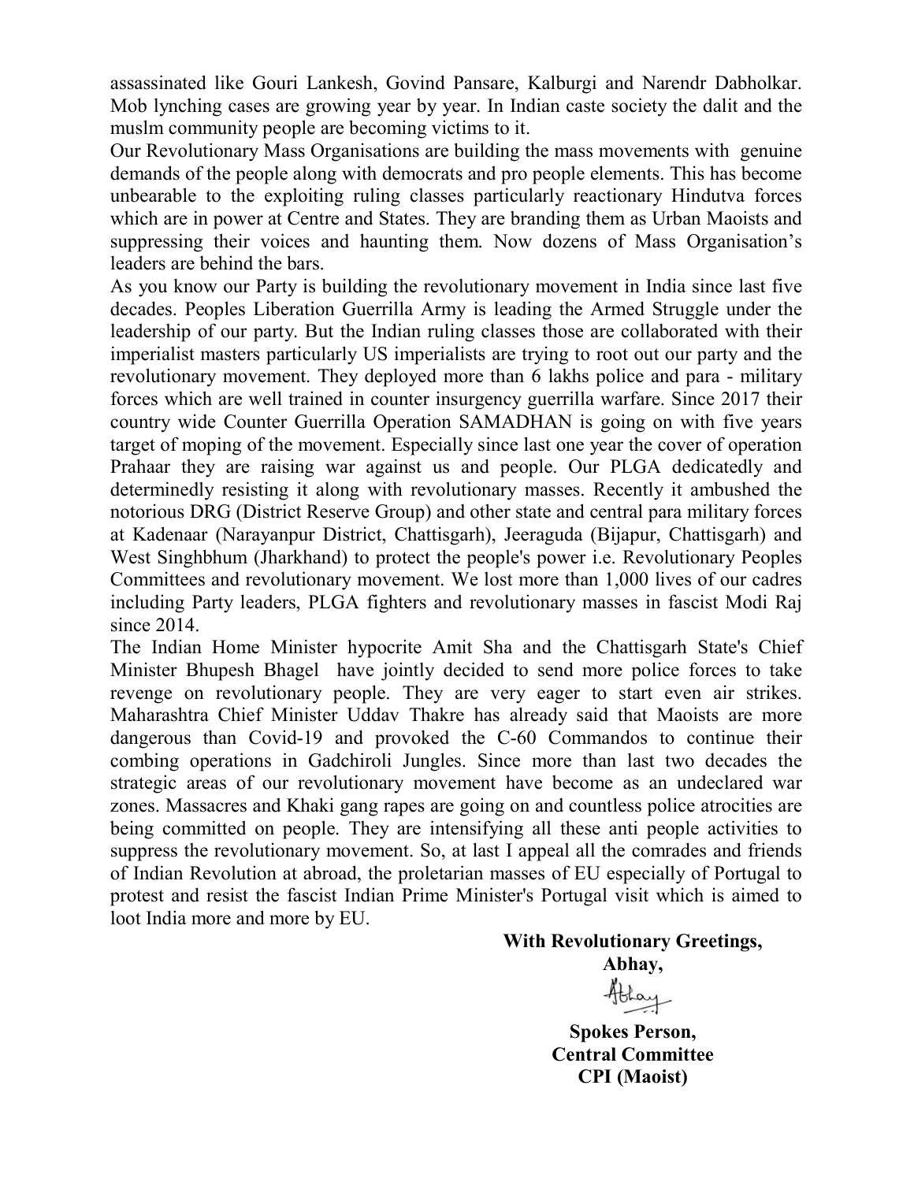assassinated like Gouri Lankesh, Govind Pansare, Kalburgi and Narendr Dabholkar. Mob lynching cases are growing year by year. In Indian caste society the dalit and the muslm community people are becoming victims to it.

Our Revolutionary Mass Organisations are building the mass movements with genuine demands of the people along with democrats and pro people elements. This has become unbearable to the exploiting ruling classes particularly reactionary Hindutva forces which are in power at Centre and States. They are branding them as Urban Maoists and suppressing their voices and haunting them. Now dozens of Mass Organisation's leaders are behind the bars.

As you know our Party is building the revolutionary movement in India since last five decades. Peoples Liberation Guerrilla Army is leading the Armed Struggle under the leadership of our party. But the Indian ruling classes those are collaborated with their imperialist masters particularly US imperialists are trying to root out our party and the revolutionary movement. They deployed more than 6 lakhs police and para - military forces which are well trained in counter insurgency guerrilla warfare. Since 2017 their country wide Counter Guerrilla Operation SAMADHAN is going on with five years target of moping of the movement. Especially since last one year the cover of operation Prahaar they are raising war against us and people. Our PLGA dedicatedly and determinedly resisting it along with revolutionary masses. Recently it ambushed the notorious DRG (District Reserve Group) and other state and central para military forces at Kadenaar (Narayanpur District, Chattisgarh), Jeeraguda (Bijapur, Chattisgarh) and West Singhbhum (Jharkhand) to protect the people's power i.e. Revolutionary Peoples Committees and revolutionary movement. We lost more than 1,000 lives of our cadres including Party leaders, PLGA fighters and revolutionary masses in fascist Modi Raj since 2014.

The Indian Home Minister hypocrite Amit Sha and the Chattisgarh State's Chief Minister Bhupesh Bhagel have jointly decided to send more police forces to take revenge on revolutionary people. They are very eager to start even air strikes. Maharashtra Chief Minister Uddav Thakre has already said that Maoists are more dangerous than Covid-19 and provoked the C-60 Commandos to continue their combing operations in Gadchiroli Jungles. Since more than last two decades the strategic areas of our revolutionary movement have become as an undeclared war zones. Massacres and Khaki gang rapes are going on and countless police atrocities are being committed on people. They are intensifying all these anti people activities to suppress the revolutionary movement. So, at last I appeal all the comrades and friends of Indian Revolution at abroad, the proletarian masses of EU especially of Portugal to protest and resist the fascist Indian Prime Minister's Portugal visit which is aimed to loot India more and more by EU.

**With Revolutionary Greetings,**
**Abhay,**

Abhay

**Spokes Person,**
**Central Committee**
**CPI (Maoist)**